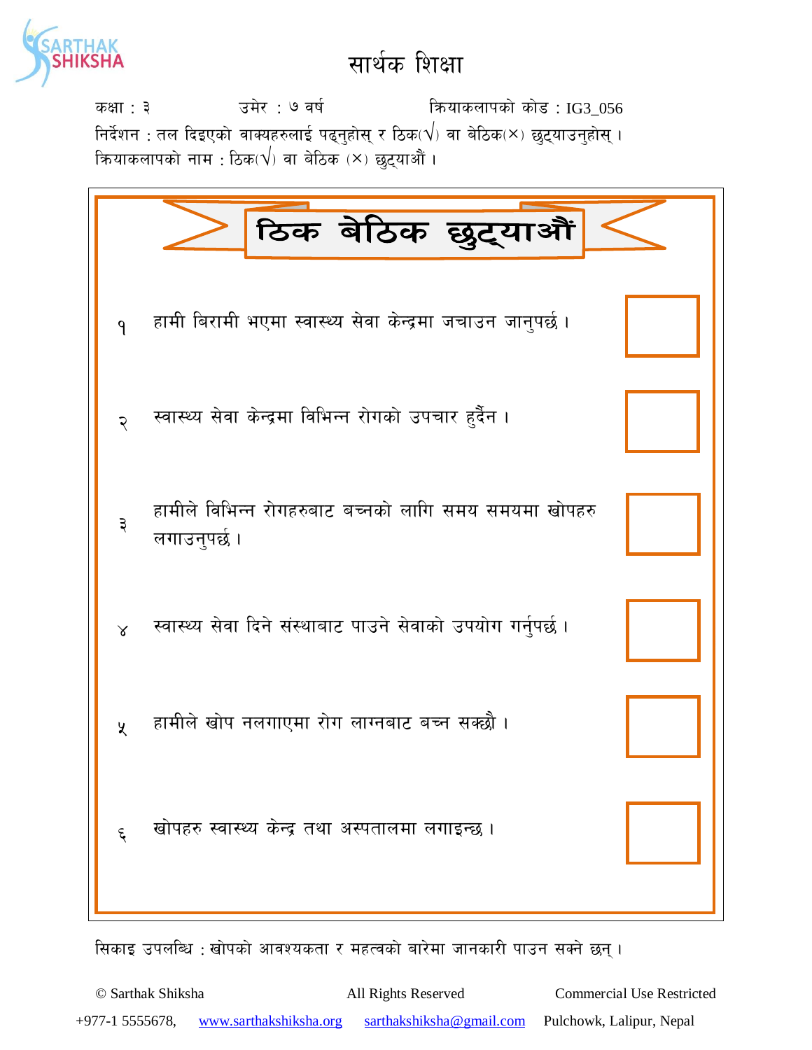# सार्थक शिक्षा

कक्षा : ३ उमेर : ७ वर्ष क्रियाकलापको कोड : IG3_056

निर्देशन : तल दिइएको वाक्यहरुलाई पढ्नुहोस् र ठिक(√) वा बेठिक(×) छुट्याउनुहोस् ।

क्रियाकलापको नाम : ठिक(√) वा बेठिक (×) छुट्याऔं ।

## ठिक बेठिक छुट्याऔं

| | | |
|---|---|---|
| १ | हामी बिरामी भएमा स्वास्थ्य सेवा केन्द्रमा जचाउन जानुपर्छ । | |
| २ | स्वास्थ्य सेवा केन्द्रमा विभिन्न रोगको उपचार हुँदैन । | |
| ३ | हामीले विभिन्न रोगहरुबाट बच्नको लागि समय समयमा खोपहरु लगाउनुपर्छ । | |
| ४ | स्वास्थ्य सेवा दिने संस्थाबाट पाउने सेवाको उपयोग गर्नुपर्छ । | |
| ५ | हामीले खोप नलगाएमा रोग लाग्नबाट बच्न सक्छौं । | |
| ६ | खोपहरु स्वास्थ्य केन्द्र तथा अस्पतालमा लगाइन्छ । | |

सिकाइ उपलब्धि : खोपको आवश्यकता र महत्वको बारेमा जानकारी पाउन सक्ने छन् ।

© Sarthak Shiksha All Rights Reserved Commercial Use Restricted

+977-1 5555678, www.sarthakshiksha.org sarthakshiksha@gmail.com Pulchowk, Lalipur, Nepal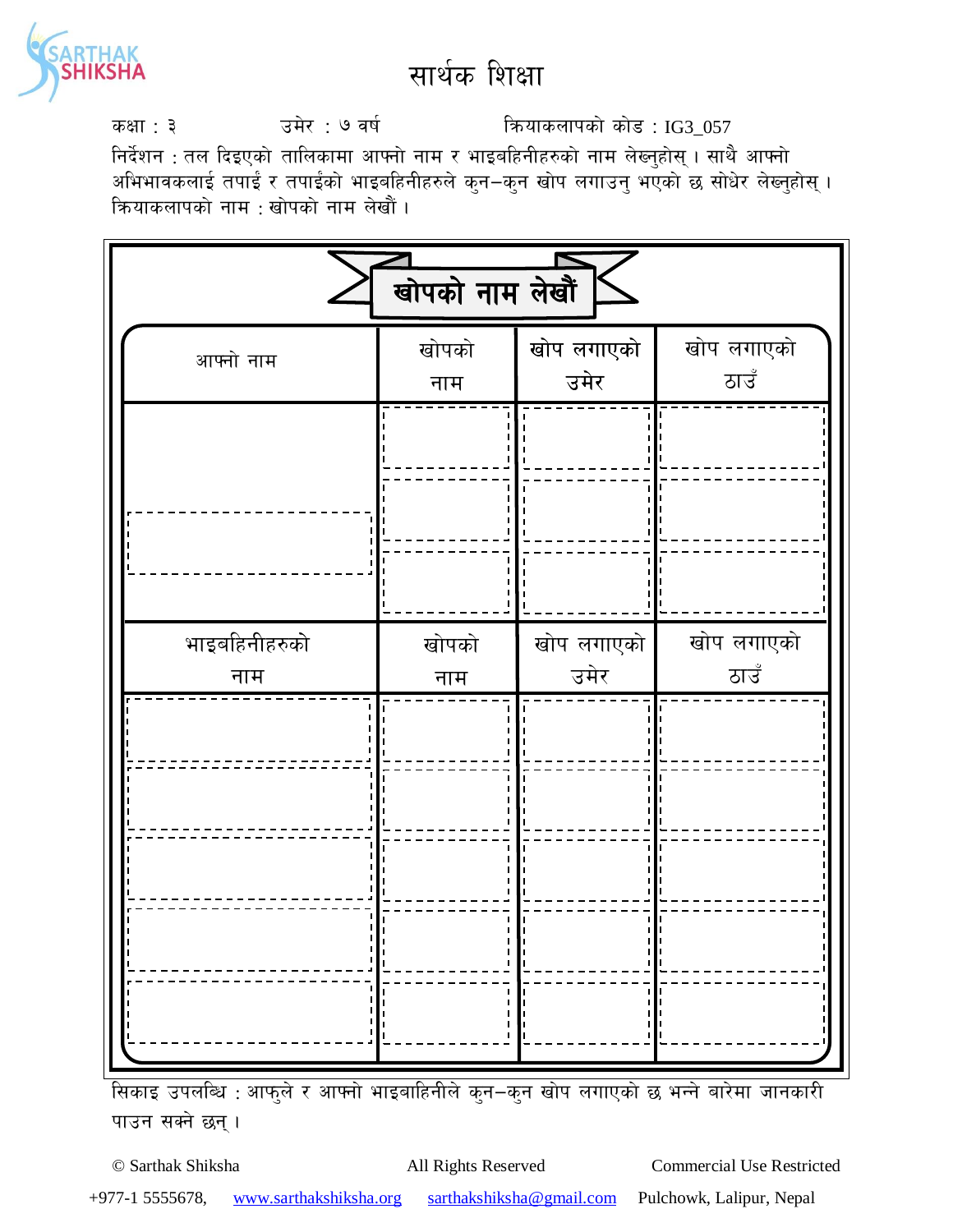# सार्थक शिक्षा

कक्षा : ३ उमेर : ७ वर्ष क्रियाकलापको कोड : IG3_057

निर्देशन : तल दिइएको तालिकामा आफ्नो नाम र भाइबहिनीहरुको नाम लेख्नुहोस् । साथै आफ्नो अभिभावकलाई तपाई र तपाईंको भाइबहिनीहरुले कुन–कुन खोप लगाउनु भएको छ सोधेर लेख्नुहोस् ।

क्रियाकलापको नाम : खोपको नाम लेखौं ।

## खोपको नाम लेखौं

| आफ्नो नाम | खोपको नाम | खोप लगाएको उमेर | खोप लगाएको ठाउँ |
|---|---|---|---|
| | | | |
| | | | |
| | | | |

| भाइबहिनीहरुको नाम | खोपको नाम | खोप लगाएको उमेर | खोप लगाएको ठाउँ |
|---|---|---|---|
| | | | |
| | | | |
| | | | |
| | | | |
| | | | |

सिकाइ उपलब्धि : आफुले र आफ्नो भाइबाहिनीले कुन–कुन खोप लगाएको छ भन्ने बारेमा जानकारी पाउन सक्ने छन् ।

© Sarthak Shiksha All Rights Reserved Commercial Use Restricted

+977-1 5555678, www.sarthakshiksha.org sarthakshiksha@gmail.com Pulchowk, Lalipur, Nepal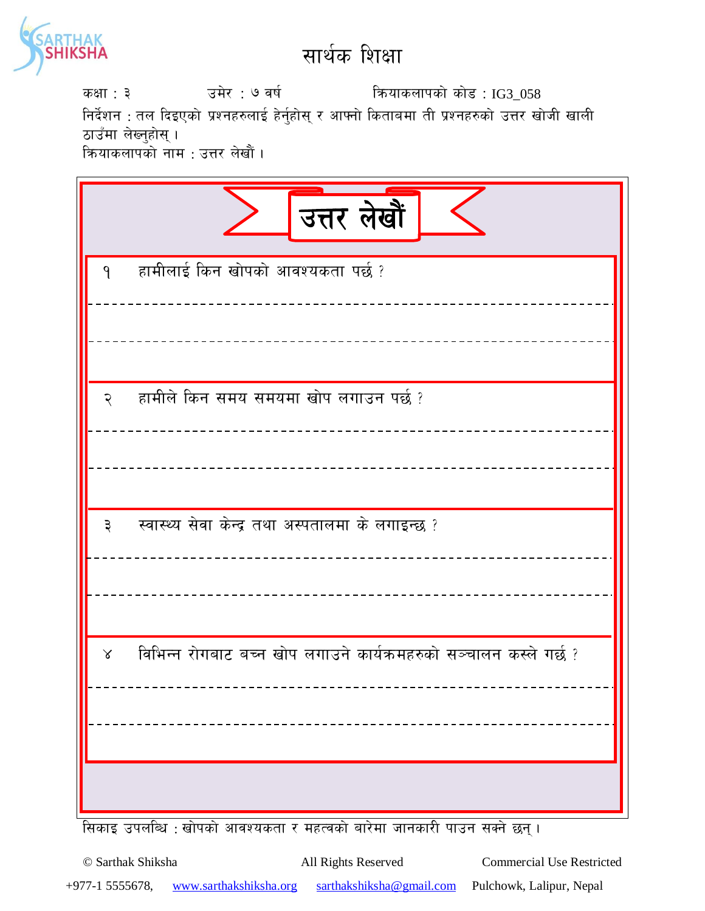# सार्थक शिक्षा

कक्षा : ३ उमेर : ७ वर्ष क्रियाकलापको कोड : IG3_058

निर्देशन : तल दिइएको प्रश्नहरुलाई हेर्नुहोस् र आफ्नो किताबमा ती प्रश्नहरुको उत्तर खोजी खाली ठाउँमा लेख्नुहोस् ।

क्रियाकलापको नाम : उत्तर लेखौं ।

## उत्तर लेखौं

१ हामीलाई किन खोपको आवश्यकता पर्छ ?

---------------------------------------------------------------

---------------------------------------------------------------

२ हामीले किन समय समयमा खोप लगाउन पर्छ ?

---------------------------------------------------------------

---------------------------------------------------------------

३ स्वास्थ्य सेवा केन्द्र तथा अस्पतालमा के लगाइन्छ ?

---------------------------------------------------------------

---------------------------------------------------------------

४ विभिन्न रोगबाट बच्न खोप लगाउने कार्यक्रमहरुको सञ्चालन कस्ले गर्छ ?

---------------------------------------------------------------

---------------------------------------------------------------

सिकाइ उपलब्धि : खोपको आवश्यकता र महत्वको बारेमा जानकारी पाउन सक्ने छन् ।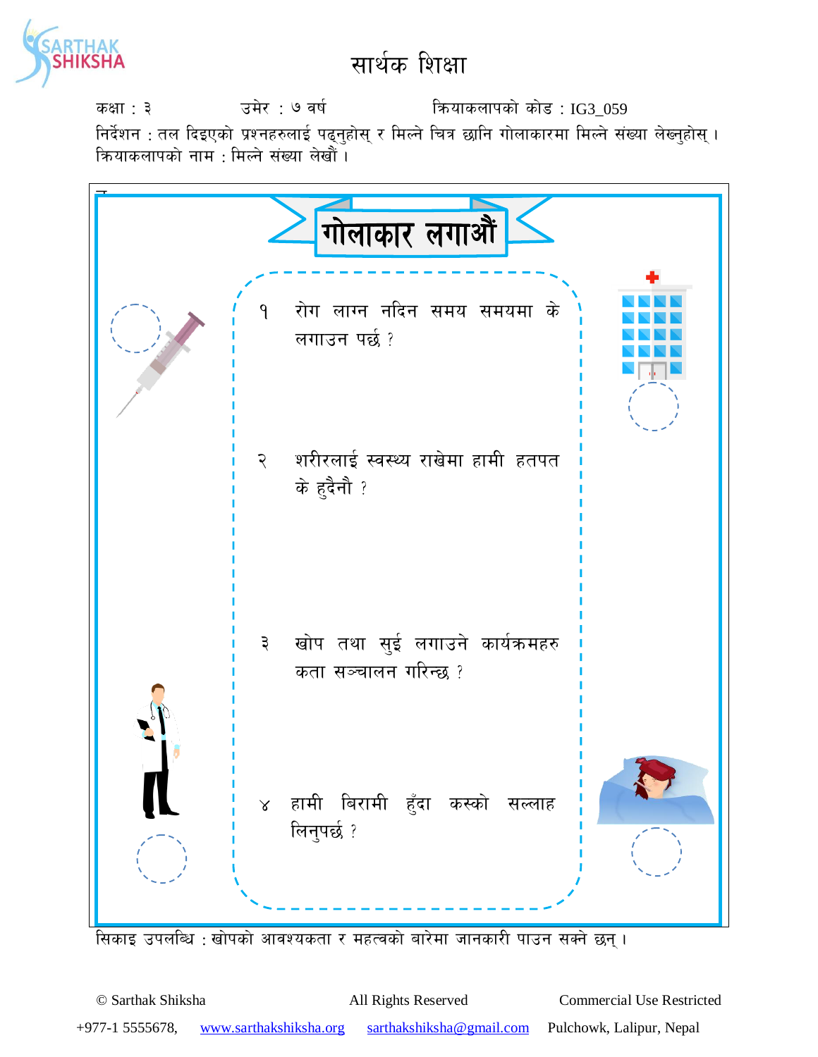# सार्थक शिक्षा

कक्षा : ३ उमेर : ७ वर्ष क्रियाकलापको कोड : IG3_059

निर्देशन : तल दिइएको प्रश्नहरुलाई पढ्नुहोस् र मिल्ने चित्र छानि गोलाकारमा मिल्ने संख्या लेख्नुहोस् ।

क्रियाकलापको नाम : मिल्ने संख्या लेखौं ।

## गोलाकार लगाऔं

१ रोग लाग्न नदिन समय समयमा के लगाउन पर्छ ?

२ शरीरलाई स्वस्थ्य राखेमा हामी हतपत के हुदैनौ ?

३ खोप तथा सुई लगाउने कार्यक्रमहरु कता सञ्चालन गरिन्छ ?

४ हामी बिरामी हुँदा कस्को सल्लाह लिनुपर्छ ?

सिकाइ उपलब्धि : खोपको आवश्यकता र महत्वको बारेमा जानकारी पाउन सक्ने छन् ।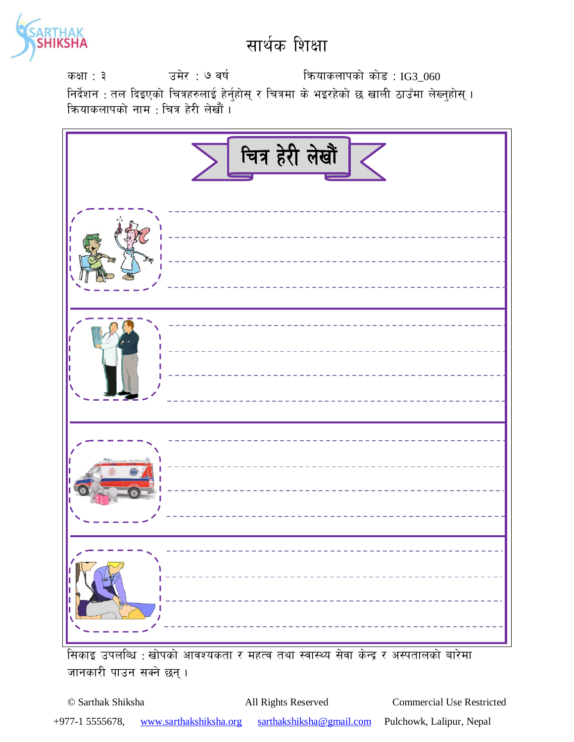# सार्थक शिक्षा

कक्षा : ३ उमेर : ७ वर्ष क्रियाकलापको कोड : IG3_060

निर्देशन : तल दिइएको चित्रहरुलाई हेर्नुहोस् र चित्रमा के भइरहेको छ खाली ठाउँमा लेख्नुहोस् ।

क्रियाकलापको नाम : चित्र हेरी लेखौं ।

## चित्र हेरी लेखौं

------------------------------------------------------------

------------------------------------------------------------

------------------------------------------------------------

------------------------------------------------------------

------------------------------------------------------------

------------------------------------------------------------

------------------------------------------------------------

------------------------------------------------------------

------------------------------------------------------------

------------------------------------------------------------

------------------------------------------------------------

------------------------------------------------------------

------------------------------------------------------------

------------------------------------------------------------

------------------------------------------------------------

------------------------------------------------------------

सिकाइ उपलब्धि : खोपको आवश्यकता र महत्व तथा स्वास्थ्य सेवा केन्द्र र अस्पतालको बारेमा जानकारी पाउन सक्ने छन् ।

© Sarthak Shiksha All Rights Reserved Commercial Use Restricted

+977-1 5555678, www.sarthakshiksha.org sarthakshiksha@gmail.com Pulchowk, Lalipur, Nepal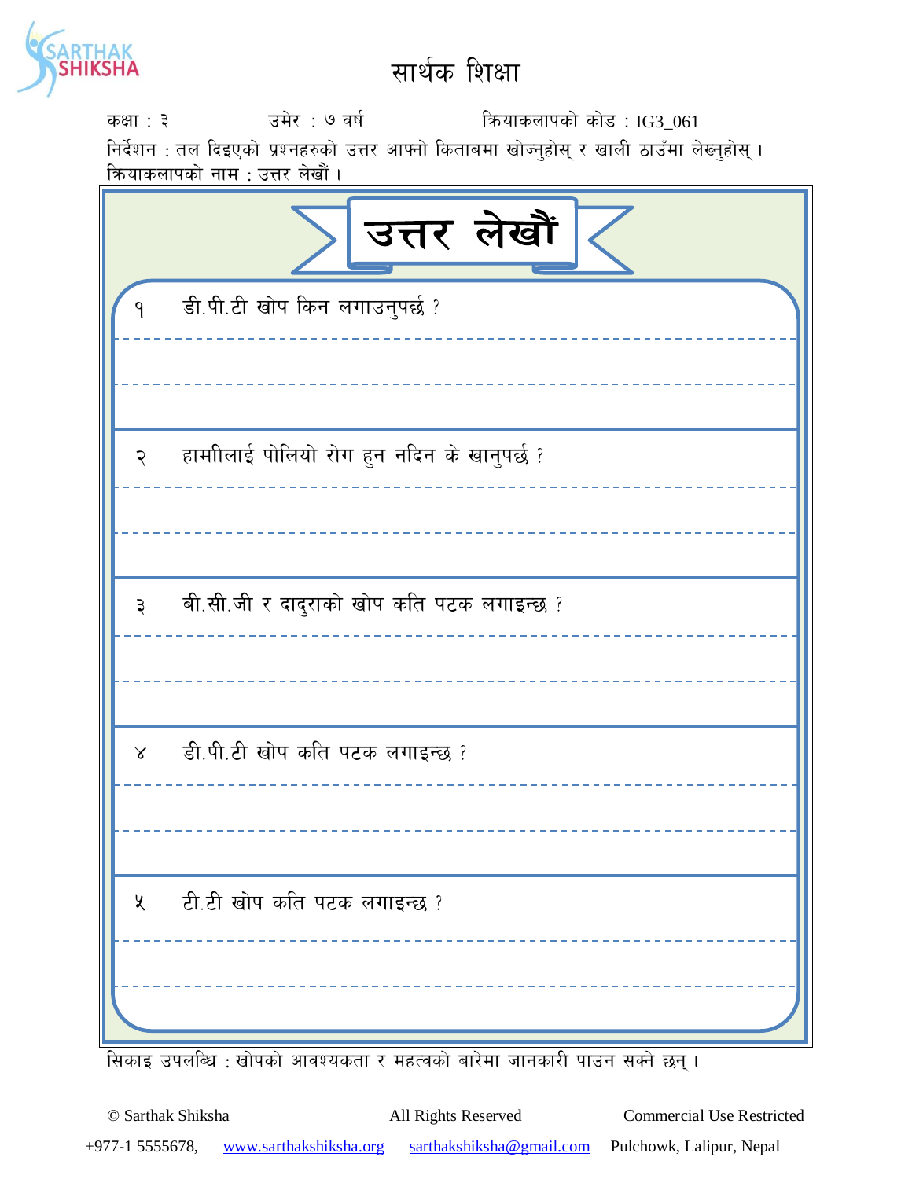# सार्थक शिक्षा

कक्षा : ३ उमेर : ७ वर्ष क्रियाकलापको कोड : IG3_061

निर्देशन : तल दिइएको प्रश्नहरुको उत्तर आफ्नो किताबमा खोज्नुहोस् र खाली ठाउँमा लेख्नुहोस् ।

क्रियाकलापको नाम : उत्तर लेखौं ।

## उत्तर लेखौं

१ डी.पी.टी खोप किन लगाउनुपर्छ ?

---

---

२ हामीलाई पोलियो रोग हुन नदिन के खानुपर्छ ?

---

---

३ बी.सी.जी र दादुराको खोप कति पटक लगाइन्छ ?

---

---

४ डी.पी.टी खोप कति पटक लगाइन्छ ?

---

---

५ टी.टी खोप कति पटक लगाइन्छ ?

---

---

सिकाइ उपलब्धि : खोपको आवश्यकता र महत्वको बारेमा जानकारी पाउन सक्ने छन् ।

© Sarthak Shiksha All Rights Reserved Commercial Use Restricted

+977-1 5555678, www.sarthakshiksha.org sarthakshiksha@gmail.com Pulchowk, Lalipur, Nepal